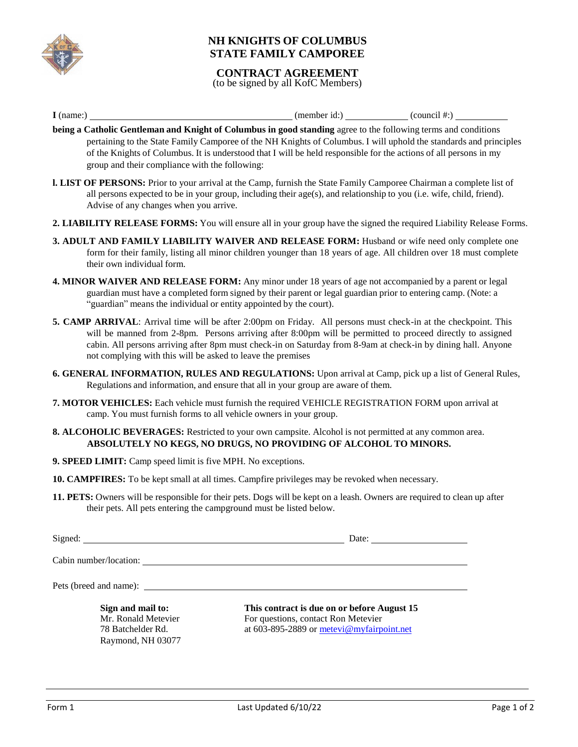# NH KNIGHTS OF COLUMBUS
# STATE FAMILY CAMPOREE

## CONTRACT AGREEMENT

(to be signed by all KofC Members)

**I** (name:) ________________________________ (member id:) ____________ (council #:) ___________

**being a Catholic Gentleman and Knight of Columbus in good standing** agree to the following terms and conditions pertaining to the State Family Camporee of the NH Knights of Columbus. I will uphold the standards and principles of the Knights of Columbus. It is understood that I will be held responsible for the actions of all persons in my group and their compliance with the following:

**l. LIST OF PERSONS:** Prior to your arrival at the Camp, furnish the State Family Camporee Chairman a complete list of all persons expected to be in your group, including their age(s), and relationship to you (i.e. wife, child, friend). Advise of any changes when you arrive.

**2. LIABILITY RELEASE FORMS:** You will ensure all in your group have the signed the required Liability Release Forms.

**3. ADULT AND FAMILY LIABILITY WAIVER AND RELEASE FORM:** Husband or wife need only complete one form for their family, listing all minor children younger than 18 years of age. All children over 18 must complete their own individual form.

**4. MINOR WAIVER AND RELEASE FORM:** Any minor under 18 years of age not accompanied by a parent or legal guardian must have a completed form signed by their parent or legal guardian prior to entering camp. (Note: a "guardian" means the individual or entity appointed by the court).

**5. CAMP ARRIVAL**: Arrival time will be after 2:00pm on Friday. All persons must check-in at the checkpoint. This will be manned from 2-8pm. Persons arriving after 8:00pm will be permitted to proceed directly to assigned cabin. All persons arriving after 8pm must check-in on Saturday from 8-9am at check-in by dining hall. Anyone not complying with this will be asked to leave the premises

**6. GENERAL INFORMATION, RULES AND REGULATIONS:** Upon arrival at Camp, pick up a list of General Rules, Regulations and information, and ensure that all in your group are aware of them.

**7. MOTOR VEHICLES:** Each vehicle must furnish the required VEHICLE REGISTRATION FORM upon arrival at camp. You must furnish forms to all vehicle owners in your group.

**8. ALCOHOLIC BEVERAGES:** Restricted to your own campsite. Alcohol is not permitted at any common area. **ABSOLUTELY NO KEGS, NO DRUGS, NO PROVIDING OF ALCOHOL TO MINORS.**

**9. SPEED LIMIT:** Camp speed limit is five MPH. No exceptions.

**10. CAMPFIRES:** To be kept small at all times. Campfire privileges may be revoked when necessary.

**11. PETS:** Owners will be responsible for their pets. Dogs will be kept on a leash. Owners are required to clean up after their pets. All pets entering the campground must be listed below.

Signed: ________________________________________ Date: ________________

Cabin number/location: ____________________________________________

Pets (breed and name): ____________________________________________

**Sign and mail to:**
Mr. Ronald Metevier
78 Batchelder Rd.
Raymond, NH 03077

**This contract is due on or before August 15**
For questions, contact Ron Metevier
at 603-895-2889 or metevi@myfairpoint.net

Form 1 — Last Updated 6/10/22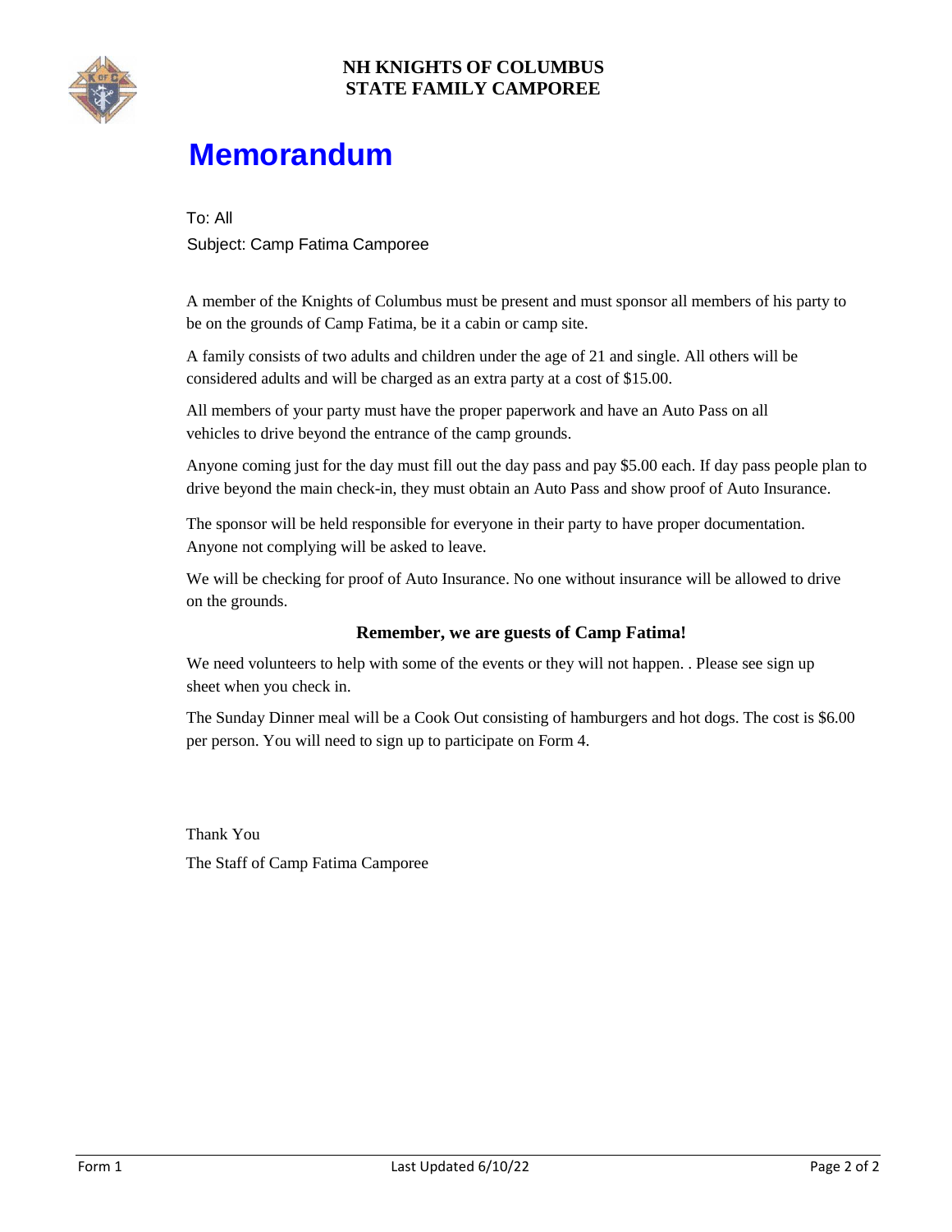**NH KNIGHTS OF COLUMBUS**
**STATE FAMILY CAMPOREE**

# Memorandum

To: All

Subject: Camp Fatima Camporee

A member of the Knights of Columbus must be present and must sponsor all members of his party to be on the grounds of Camp Fatima, be it a cabin or camp site.

A family consists of two adults and children under the age of 21 and single. All others will be considered adults and will be charged as an extra party at a cost of $15.00.

All members of your party must have the proper paperwork and have an Auto Pass on all vehicles to drive beyond the entrance of the camp grounds.

Anyone coming just for the day must fill out the day pass and pay $5.00 each. If day pass people plan to drive beyond the main check-in, they must obtain an Auto Pass and show proof of Auto Insurance.

The sponsor will be held responsible for everyone in their party to have proper documentation. Anyone not complying will be asked to leave.

We will be checking for proof of Auto Insurance. No one without insurance will be allowed to drive on the grounds.

**Remember, we are guests of Camp Fatima!**

We need volunteers to help with some of the events or they will not happen. . Please see sign up sheet when you check in.

The Sunday Dinner meal will be a Cook Out consisting of hamburgers and hot dogs. The cost is $6.00 per person. You will need to sign up to participate on Form 4.

Thank You

The Staff of Camp Fatima Camporee

Form 1 Last Updated 6/10/22